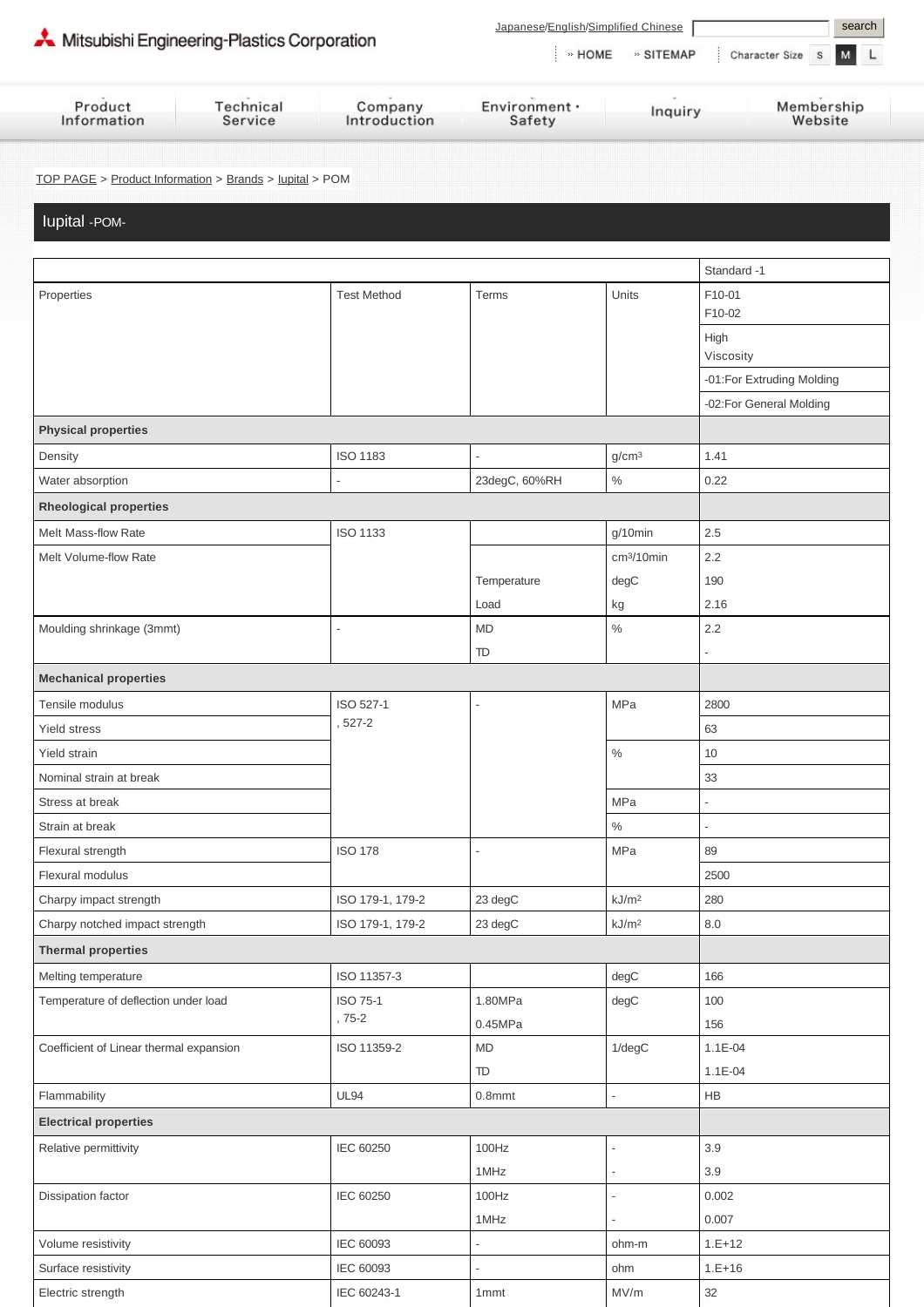TOP PAGE > Product Information > Brands > Iupital > POM

# Iupital -POM-

| Properties | Test Method | Terms | Units | Standard -1 |
|---|---|---|---|---|
| | | | | F10-01 F10-02 |
| | | | | High Viscosity |
| | | | | -01:For Extruding Molding |
| | | | | -02:For General Molding |
| **Physical properties** | | | | |
| Density | ISO 1183 | - | g/cm³ | 1.41 |
| Water absorption | - | 23degC, 60%RH | % | 0.22 |
| **Rheological properties** | | | | |
| Melt Mass-flow Rate | ISO 1133 | | g/10min | 2.5 |
| Melt Volume-flow Rate | | | cm³/10min | 2.2 |
| | | Temperature | degC | 190 |
| | | Load | kg | 2.16 |
| Moulding shrinkage (3mmt) | - | MD | % | 2.2 |
| | | TD | | - |
| **Mechanical properties** | | | | |
| Tensile modulus | ISO 527-1, 527-2 | - | MPa | 2800 |
| Yield stress | | | | 63 |
| Yield strain | | | % | 10 |
| Nominal strain at break | | | | 33 |
| Stress at break | | | MPa | - |
| Strain at break | | | % | - |
| Flexural strength | ISO 178 | - | MPa | 89 |
| Flexural modulus | | | | 2500 |
| Charpy impact strength | ISO 179-1, 179-2 | 23 degC | kJ/m² | 280 |
| Charpy notched impact strength | ISO 179-1, 179-2 | 23 degC | kJ/m² | 8.0 |
| **Thermal properties** | | | | |
| Melting temperature | ISO 11357-3 | | degC | 166 |
| Temperature of deflection under load | ISO 75-1, 75-2 | 1.80MPa | degC | 100 |
| | | 0.45MPa | | 156 |
| Coefficient of Linear thermal expansion | ISO 11359-2 | MD | 1/degC | 1.1E-04 |
| | | TD | | 1.1E-04 |
| Flammability | UL94 | 0.8mmt | - | HB |
| **Electrical properties** | | | | |
| Relative permittivity | IEC 60250 | 100Hz | - | 3.9 |
| | | 1MHz | - | 3.9 |
| Dissipation factor | IEC 60250 | 100Hz | - | 0.002 |
| | | 1MHz | - | 0.007 |
| Volume resistivity | IEC 60093 | - | ohm-m | 1.E+12 |
| Surface resistivity | IEC 60093 | - | ohm | 1.E+16 |
| Electric strength | IEC 60243-1 | 1mmt | MV/m | 32 |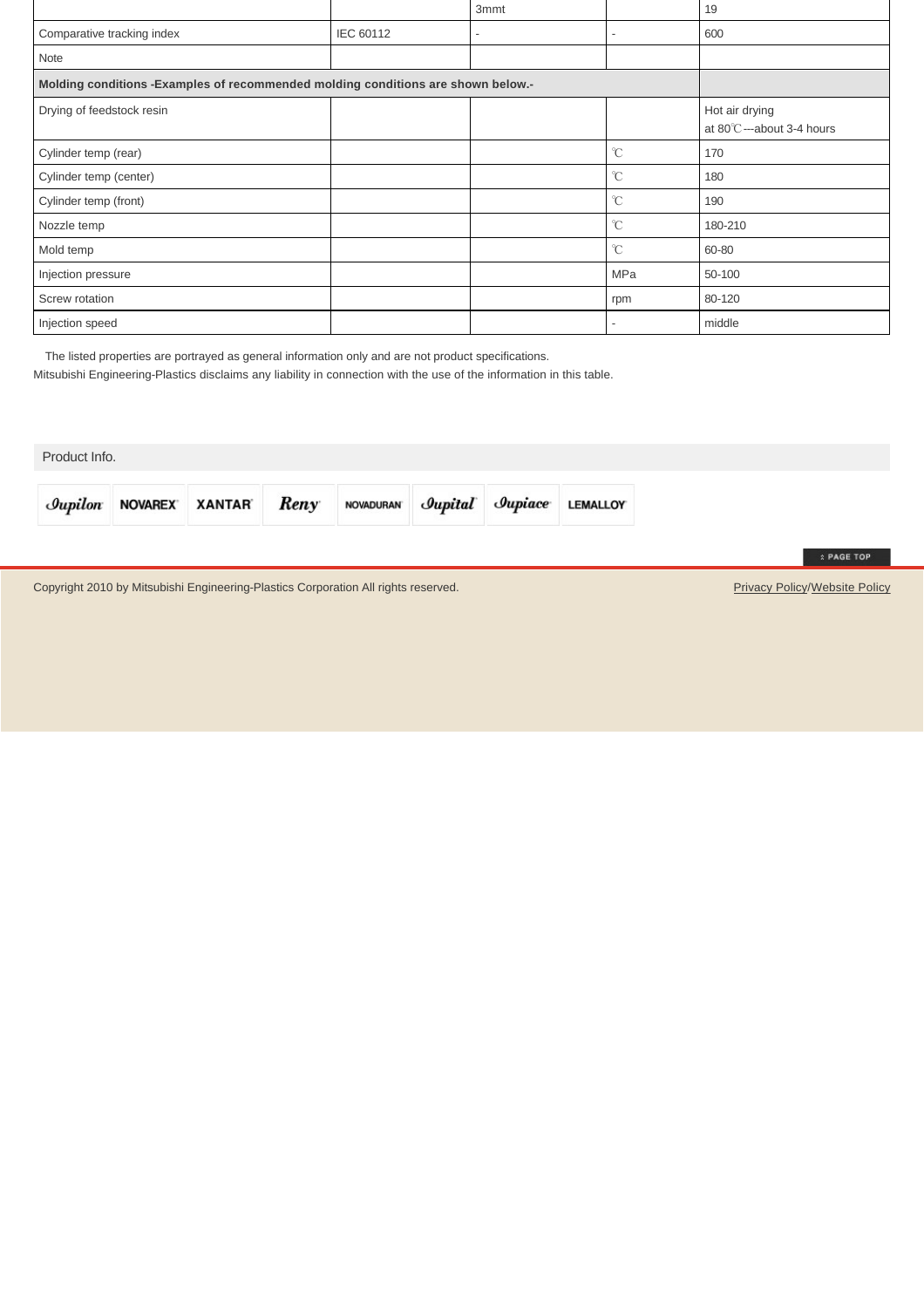| | | | | |
|---|---|---|---|---|
| | | 3mmt | | 19 |
| Comparative tracking index | IEC 60112 | - | - | 600 |
| Note | | | | |
| **Molding conditions -Examples of recommended molding conditions are shown below.-** | | | | |
| Drying of feedstock resin | | | | Hot air drying at 80℃---about 3-4 hours |
| Cylinder temp (rear) | | | ℃ | 170 |
| Cylinder temp (center) | | | ℃ | 180 |
| Cylinder temp (front) | | | ℃ | 190 |
| Nozzle temp | | | ℃ | 180-210 |
| Mold temp | | | ℃ | 60-80 |
| Injection pressure | | | MPa | 50-100 |
| Screw rotation | | | rpm | 80-120 |
| Injection speed | | | - | middle |

The listed properties are portrayed as general information only and are not product specifications.
Mitsubishi Engineering-Plastics disclaims any liability in connection with the use of the information in this table.

Product Info.

Iupilon NOVAREX XANTAR Reny NOVADURAN Iupital Iupiace LEMALLOY

PAGE TOP

Copyright 2010 by Mitsubishi Engineering-Plastics Corporation All rights reserved.

Privacy Policy/Website Policy